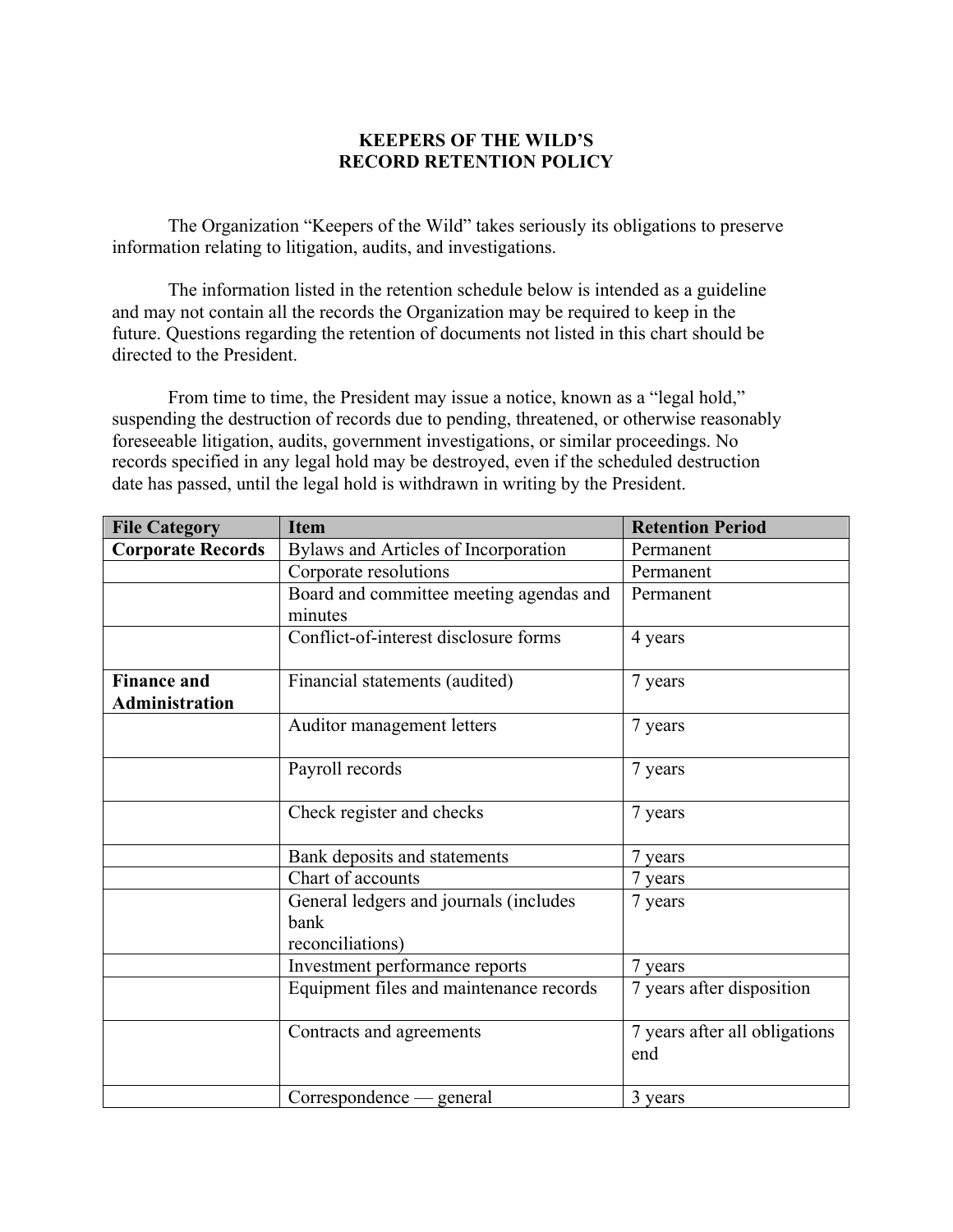# KEEPERS OF THE WILD'S
# RECORD RETENTION POLICY

The Organization "Keepers of the Wild" takes seriously its obligations to preserve information relating to litigation, audits, and investigations.

The information listed in the retention schedule below is intended as a guideline and may not contain all the records the Organization may be required to keep in the future. Questions regarding the retention of documents not listed in this chart should be directed to the President.

From time to time, the President may issue a notice, known as a "legal hold," suspending the destruction of records due to pending, threatened, or otherwise reasonably foreseeable litigation, audits, government investigations, or similar proceedings. No records specified in any legal hold may be destroyed, even if the scheduled destruction date has passed, until the legal hold is withdrawn in writing by the President.

| File Category | Item | Retention Period |
| --- | --- | --- |
| **Corporate Records** | Bylaws and Articles of Incorporation | Permanent |
| | Corporate resolutions | Permanent |
| | Board and committee meeting agendas and minutes | Permanent |
| | Conflict-of-interest disclosure forms | 4 years |
| **Finance and Administration** | Financial statements (audited) | 7 years |
| | Auditor management letters | 7 years |
| | Payroll records | 7 years |
| | Check register and checks | 7 years |
| | Bank deposits and statements | 7 years |
| | Chart of accounts | 7 years |
| | General ledgers and journals (includes bank reconciliations) | 7 years |
| | Investment performance reports | 7 years |
| | Equipment files and maintenance records | 7 years after disposition |
| | Contracts and agreements | 7 years after all obligations end |
| | Correspondence — general | 3 years |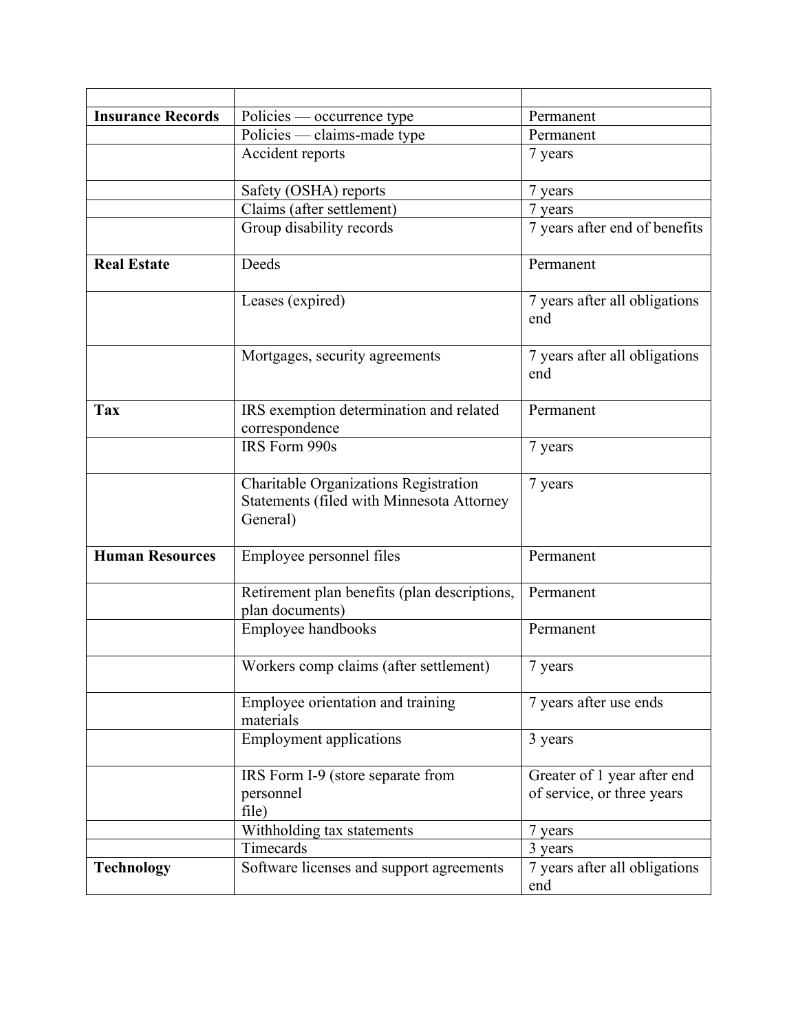| | | |
|---|---|---|
| **Insurance Records** | Policies — occurrence type | Permanent |
| | Policies — claims-made type | Permanent |
| | Accident reports | 7 years |
| | Safety (OSHA) reports | 7 years |
| | Claims (after settlement) | 7 years |
| | Group disability records | 7 years after end of benefits |
| **Real Estate** | Deeds | Permanent |
| | Leases (expired) | 7 years after all obligations end |
| | Mortgages, security agreements | 7 years after all obligations end |
| **Tax** | IRS exemption determination and related correspondence | Permanent |
| | IRS Form 990s | 7 years |
| | Charitable Organizations Registration Statements (filed with Minnesota Attorney General) | 7 years |
| **Human Resources** | Employee personnel files | Permanent |
| | Retirement plan benefits (plan descriptions, plan documents) | Permanent |
| | Employee handbooks | Permanent |
| | Workers comp claims (after settlement) | 7 years |
| | Employee orientation and training materials | 7 years after use ends |
| | Employment applications | 3 years |
| | IRS Form I-9 (store separate from personnel file) | Greater of 1 year after end of service, or three years |
| | Withholding tax statements | 7 years |
| | Timecards | 3 years |
| **Technology** | Software licenses and support agreements | 7 years after all obligations end |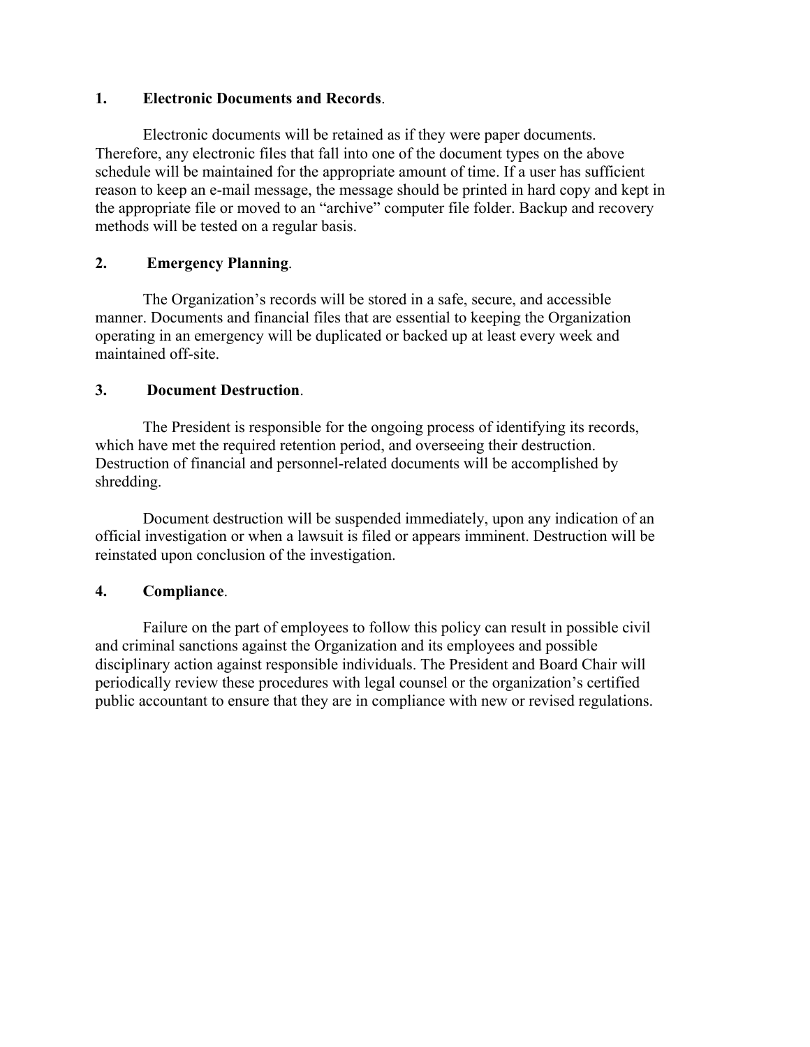**1. Electronic Documents and Records**.

Electronic documents will be retained as if they were paper documents. Therefore, any electronic files that fall into one of the document types on the above schedule will be maintained for the appropriate amount of time. If a user has sufficient reason to keep an e-mail message, the message should be printed in hard copy and kept in the appropriate file or moved to an "archive" computer file folder. Backup and recovery methods will be tested on a regular basis.

**2. Emergency Planning**.

The Organization's records will be stored in a safe, secure, and accessible manner. Documents and financial files that are essential to keeping the Organization operating in an emergency will be duplicated or backed up at least every week and maintained off-site.

**3. Document Destruction**.

The President is responsible for the ongoing process of identifying its records, which have met the required retention period, and overseeing their destruction. Destruction of financial and personnel-related documents will be accomplished by shredding.

Document destruction will be suspended immediately, upon any indication of an official investigation or when a lawsuit is filed or appears imminent. Destruction will be reinstated upon conclusion of the investigation.

**4. Compliance**.

Failure on the part of employees to follow this policy can result in possible civil and criminal sanctions against the Organization and its employees and possible disciplinary action against responsible individuals. The President and Board Chair will periodically review these procedures with legal counsel or the organization's certified public accountant to ensure that they are in compliance with new or revised regulations.